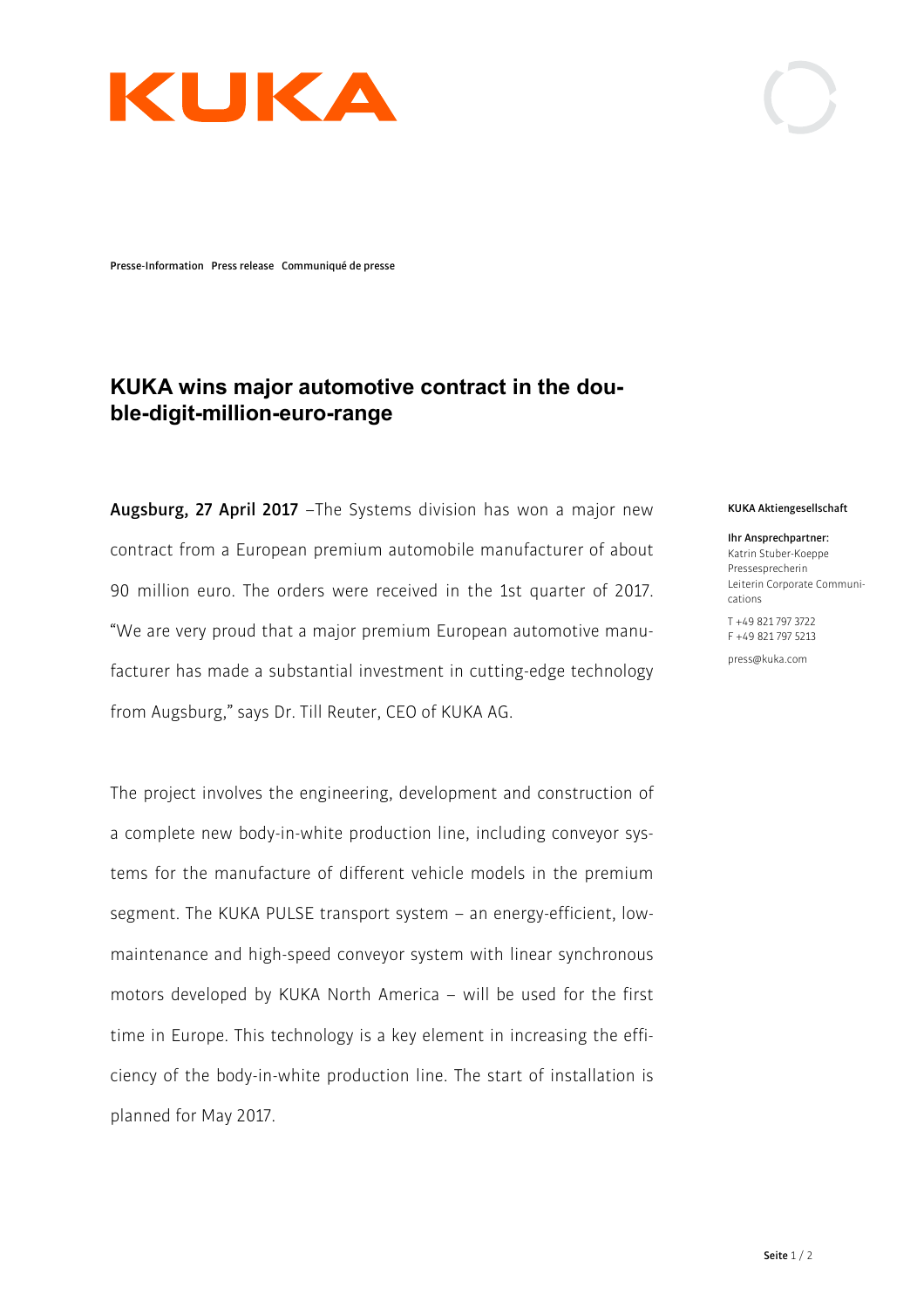KUKA

Presse-Information Press release Communiqué de presse

# KUKA wins major automotive contract in the double-digit-million-euro-range

**Augsburg, 27 April 2017** –The Systems division has won a major new contract from a European premium automobile manufacturer of about 90 million euro. The orders were received in the 1st quarter of 2017. "We are very proud that a major premium European automotive manufacturer has made a substantial investment in cutting-edge technology from Augsburg," says Dr. Till Reuter, CEO of KUKA AG.

The project involves the engineering, development and construction of a complete new body-in-white production line, including conveyor systems for the manufacture of different vehicle models in the premium segment. The KUKA PULSE transport system – an energy-efficient, low-maintenance and high-speed conveyor system with linear synchronous motors developed by KUKA North America – will be used for the first time in Europe. This technology is a key element in increasing the efficiency of the body-in-white production line. The start of installation is planned for May 2017.

**KUKA Aktiengesellschaft**

**Ihr Ansprechpartner:**
Katrin Stuber-Koeppe
Pressesprecherin
Leiterin Corporate Communications

T +49 821 797 3722
F +49 821 797 5213

press@kuka.com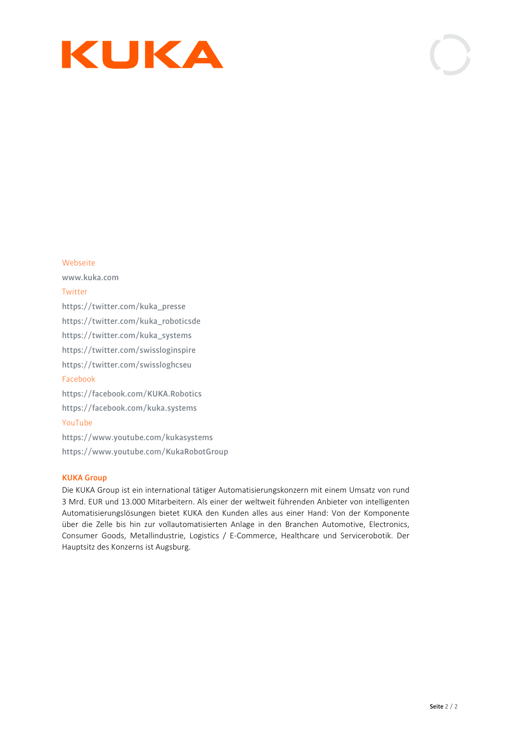Webseite

www.kuka.com

Twitter

https://twitter.com/kuka_presse

https://twitter.com/kuka_roboticsde

https://twitter.com/kuka_systems

https://twitter.com/swissloginspire

https://twitter.com/swissloghcseu

Facebook

https://facebook.com/KUKA.Robotics

https://facebook.com/kuka.systems

YouTube

https://www.youtube.com/kukasystems

https://www.youtube.com/KukaRobotGroup

**KUKA Group**

Die KUKA Group ist ein international tätiger Automatisierungskonzern mit einem Umsatz von rund 3 Mrd. EUR und 13.000 Mitarbeitern. Als einer der weltweit führenden Anbieter von intelligenten Automatisierungslösungen bietet KUKA den Kunden alles aus einer Hand: Von der Komponente über die Zelle bis hin zur vollautomatisierten Anlage in den Branchen Automotive, Electronics, Consumer Goods, Metallindustrie, Logistics / E-Commerce, Healthcare und Servicerobotik. Der Hauptsitz des Konzerns ist Augsburg.